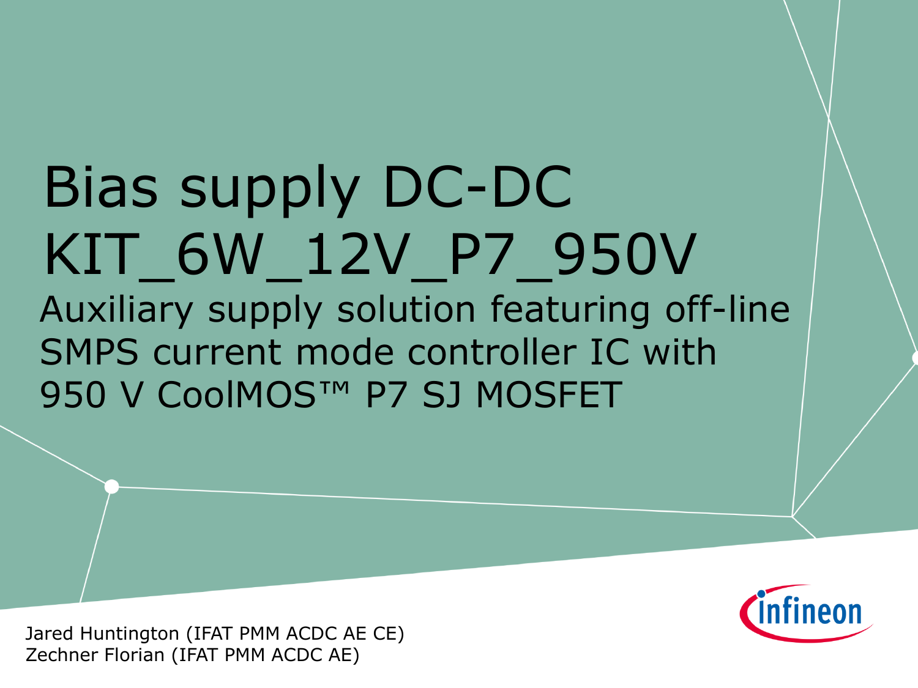# Bias supply DC-DC KIT_6W_12V_P7_950V

## Auxiliary supply solution featuring off-line SMPS current mode controller IC with 950 V CoolMOS™ P7 SJ MOSFET

Jared Huntington (IFAT PMM ACDC AE CE)
Zechner Florian (IFAT PMM ACDC AE)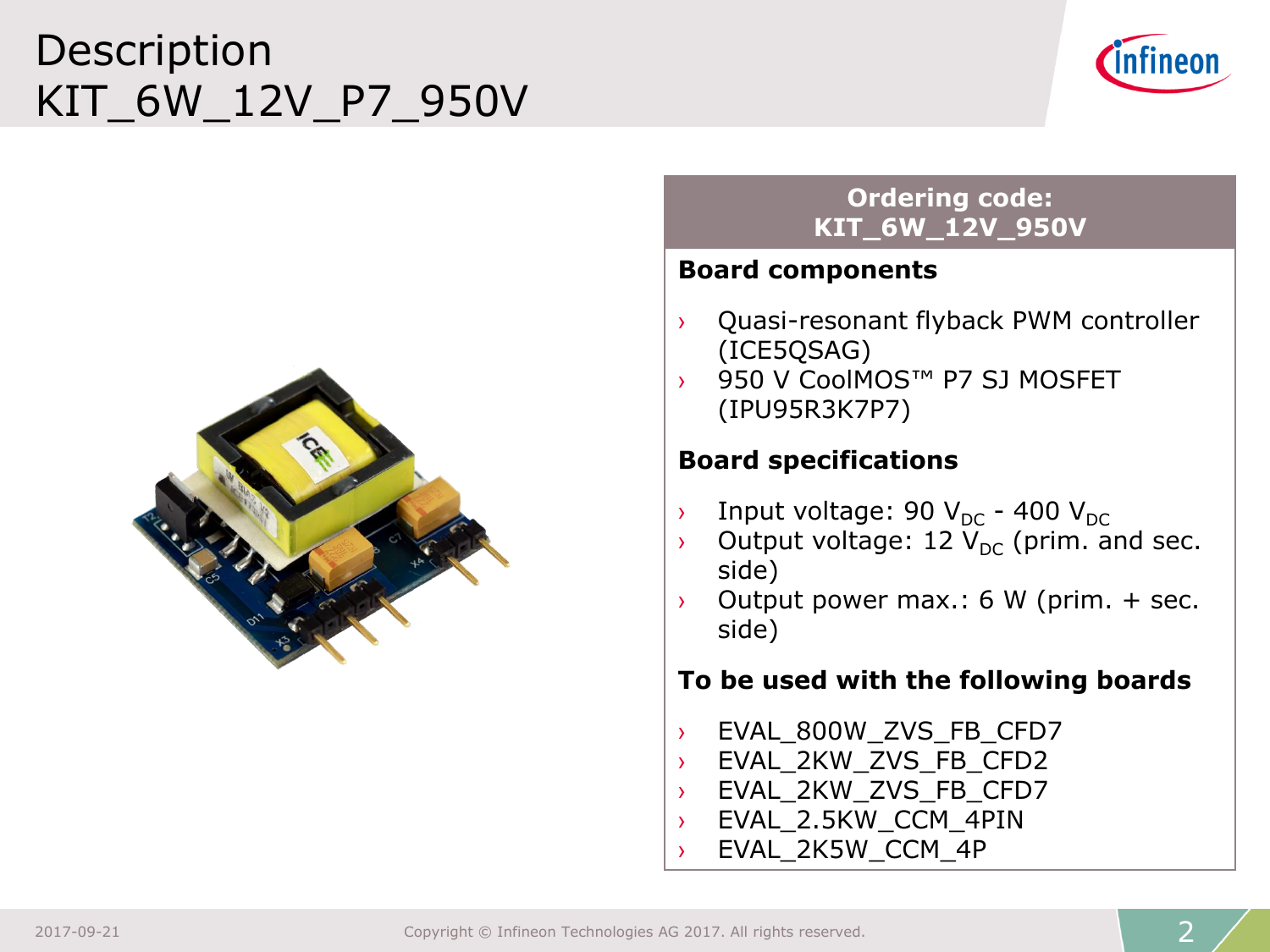# Description
# KIT_6W_12V_P7_950V

**Ordering code:**
**KIT_6W_12V_950V**

### Board components

- Quasi-resonant flyback PWM controller (ICE5QSAG)
- 950 V CoolMOS™ P7 SJ MOSFET (IPU95R3K7P7)

### Board specifications

- Input voltage: 90 $V_{DC}$ - 400 $V_{DC}$
- Output voltage: 12 $V_{DC}$ (prim. and sec. side)
- Output power max.: 6 W (prim. + sec. side)

### To be used with the following boards

- EVAL_800W_ZVS_FB_CFD7
- EVAL_2KW_ZVS_FB_CFD2
- EVAL_2KW_ZVS_FB_CFD7
- EVAL_2.5KW_CCM_4PIN
- EVAL_2K5W_CCM_4P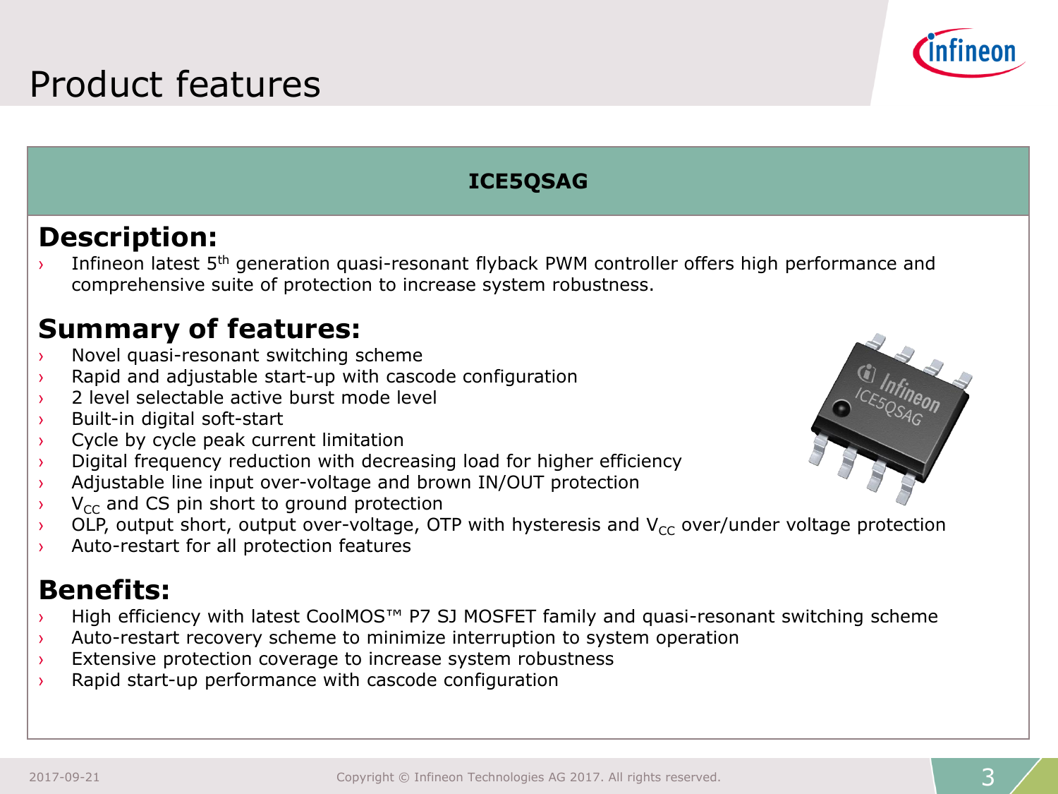# Product features

## ICE5QSAG

### Description:

- Infineon latest 5th generation quasi-resonant flyback PWM controller offers high performance and comprehensive suite of protection to increase system robustness.

### Summary of features:

- Novel quasi-resonant switching scheme
- Rapid and adjustable start-up with cascode configuration
- 2 level selectable active burst mode level
- Built-in digital soft-start
- Cycle by cycle peak current limitation
- Digital frequency reduction with decreasing load for higher efficiency
- Adjustable line input over-voltage and brown IN/OUT protection
- $V_{CC}$ and CS pin short to ground protection
- OLP, output short, output over-voltage, OTP with hysteresis and $V_{CC}$ over/under voltage protection
- Auto-restart for all protection features

### Benefits:

- High efficiency with latest CoolMOS™ P7 SJ MOSFET family and quasi-resonant switching scheme
- Auto-restart recovery scheme to minimize interruption to system operation
- Extensive protection coverage to increase system robustness
- Rapid start-up performance with cascode configuration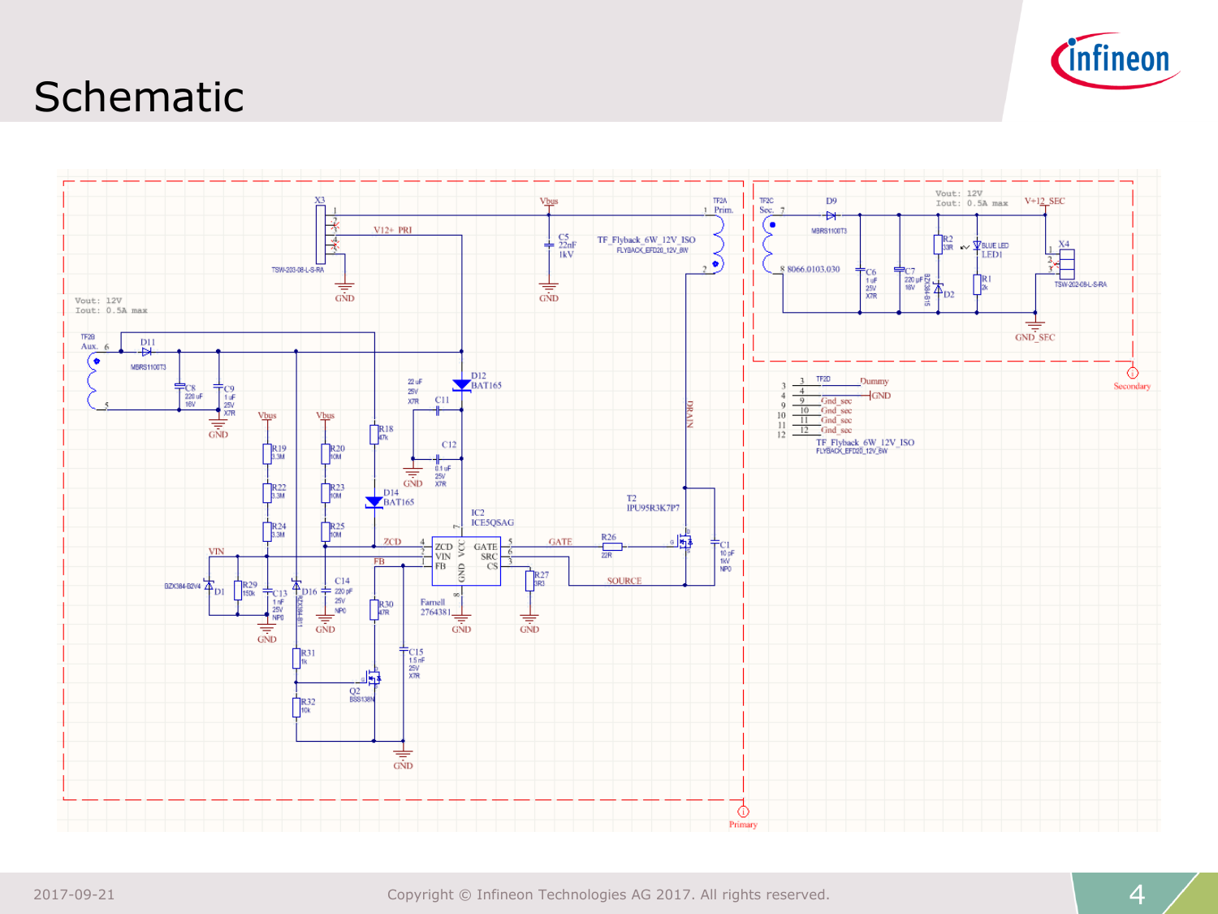# Schematic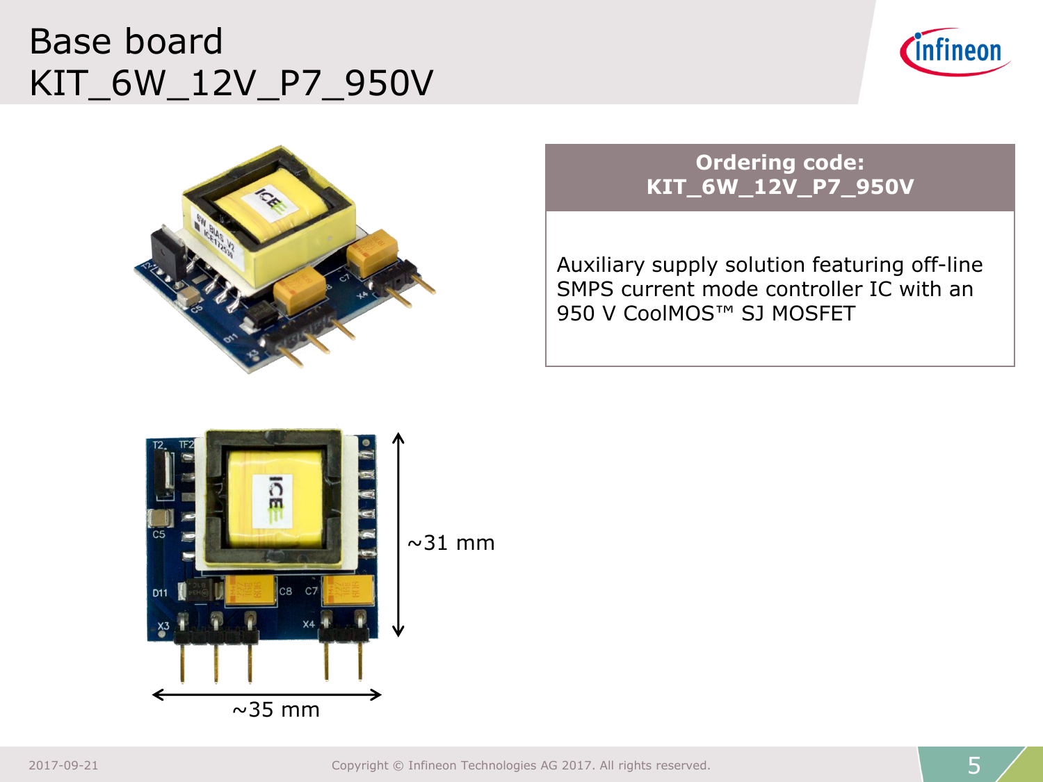# Base board KIT_6W_12V_P7_950V

**Ordering code:**
**KIT_6W_12V_P7_950V**

Auxiliary supply solution featuring off-line SMPS current mode controller IC with an 950 V CoolMOS™ SJ MOSFET

~31 mm

~35 mm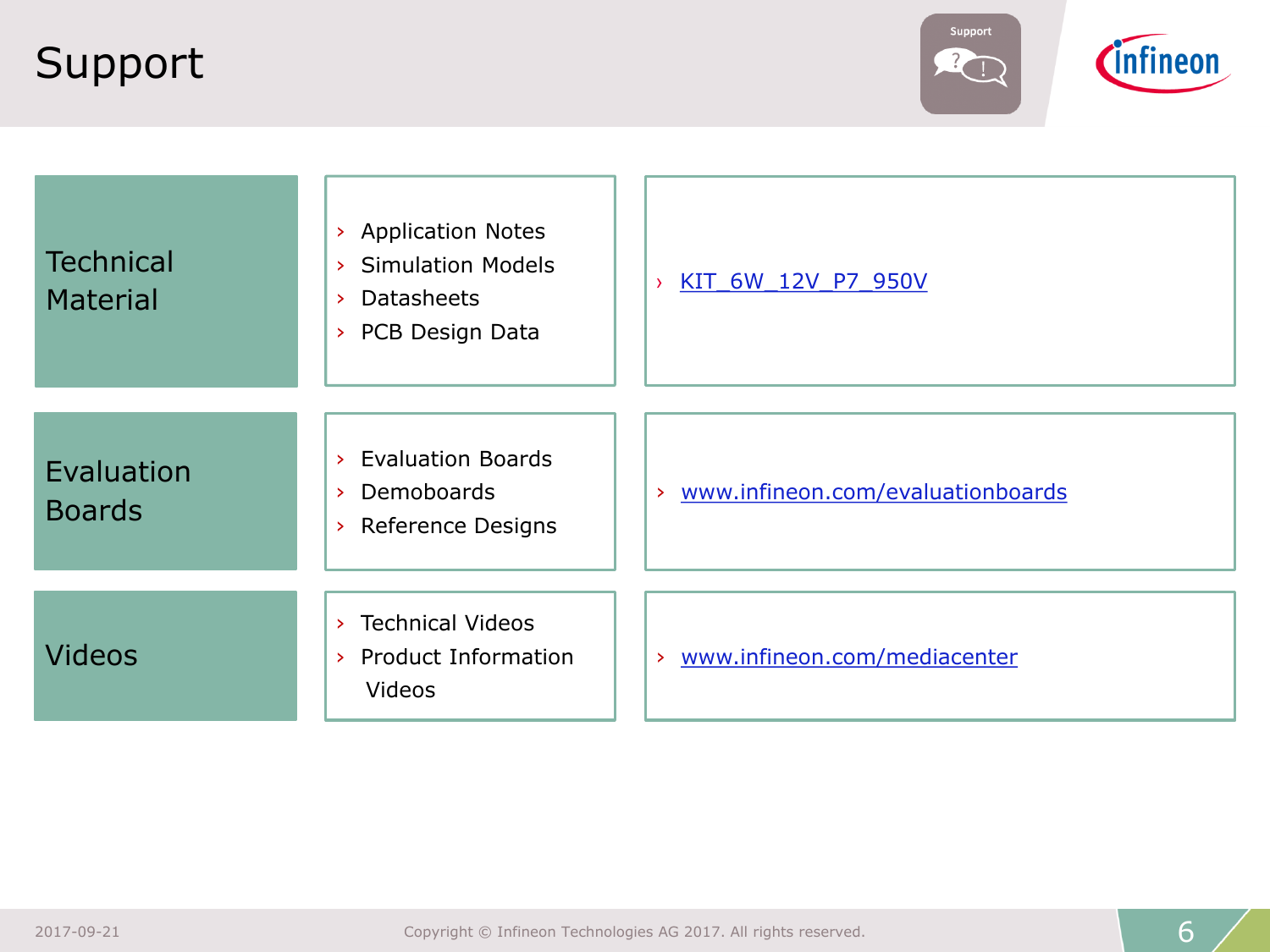# Support

| | | |
|---|---|---|
| Technical Material | › Application Notes<br>› Simulation Models<br>› Datasheets<br>› PCB Design Data | › KIT_6W_12V_P7_950V |
| Evaluation Boards | › Evaluation Boards<br>› Demoboards<br>› Reference Designs | › www.infineon.com/evaluationboards |
| Videos | › Technical Videos<br>› Product Information Videos | › www.infineon.com/mediacenter |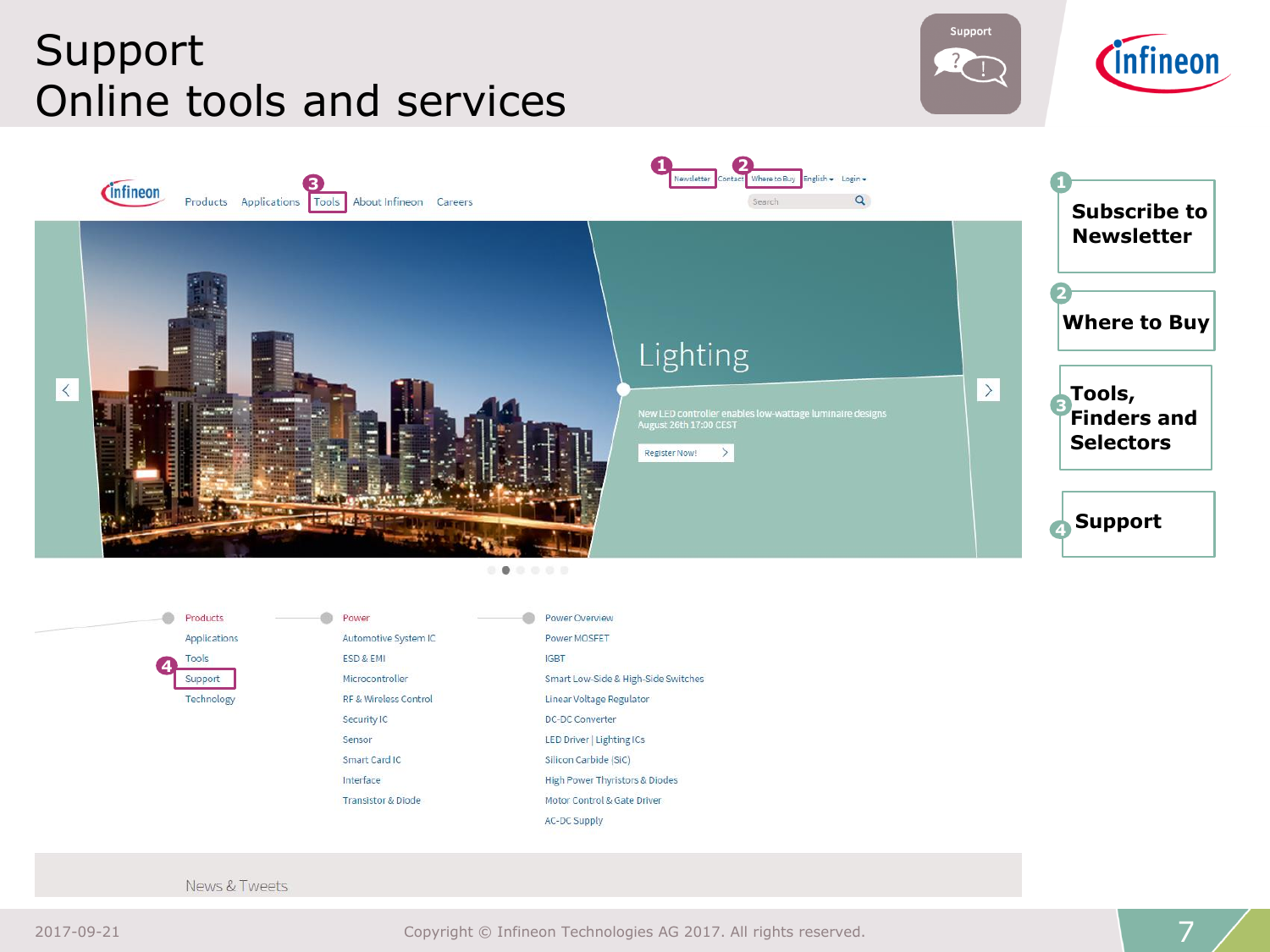# Support
# Online tools and services

Support

Newsletter | Contact | Where to Buy | English | Login

Products | Applications | Tools | About Infineon | Careers

Search

Lighting

New LED controller enables low-wattage luminaire designs
August 26th 17:00 CEST

Register Now!

- Products
- Applications
- Tools
- Support
- Technology

- Power
- Automotive System IC
- ESD & EMI
- Microcontroller
- RF & Wireless Control
- Security IC
- Sensor
- Smart Card IC
- Interface
- Transistor & Diode

- Power Overview
- Power MOSFET
- IGBT
- Smart Low-Side & High-Side Switches
- Linear Voltage Regulator
- DC-DC Converter
- LED Driver | Lighting ICs
- Silicon Carbide (SiC)
- High Power Thyristors & Diodes
- Motor Control & Gate Driver
- AC-DC Supply

News & Tweets

1. **Subscribe to Newsletter**
2. **Where to Buy**
3. **Tools, Finders and Selectors**
4. **Support**

2017-09-21 Copyright © Infineon Technologies AG 2017. All rights reserved.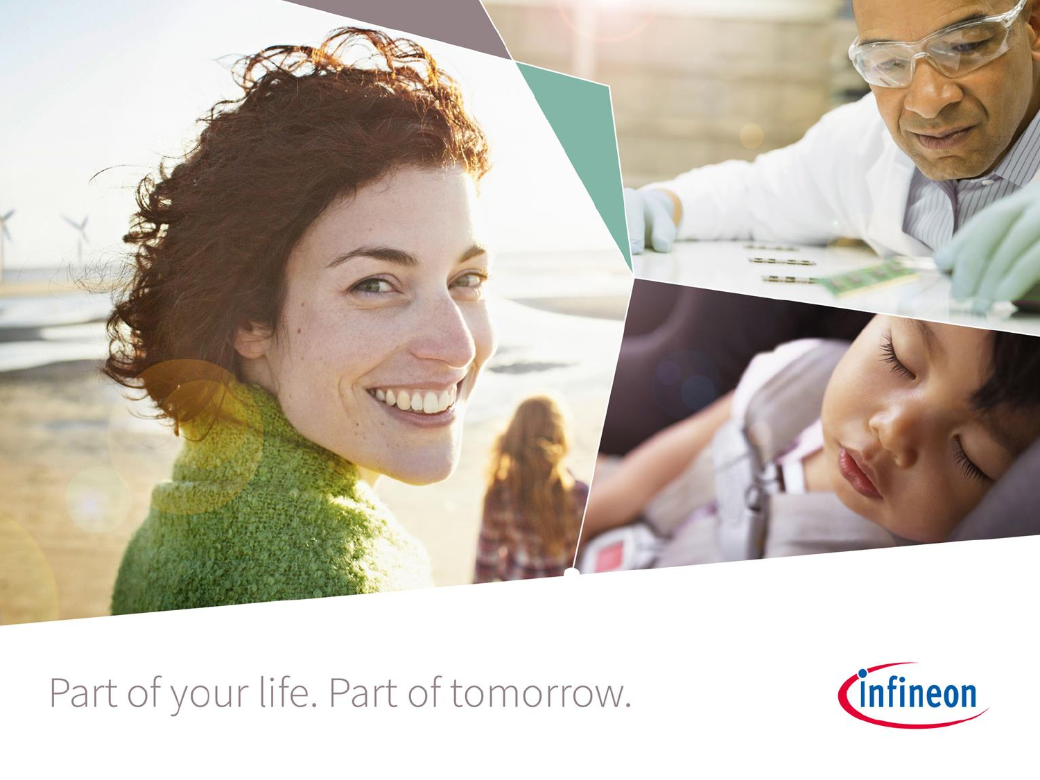Part of your life. Part of tomorrow.

infineon